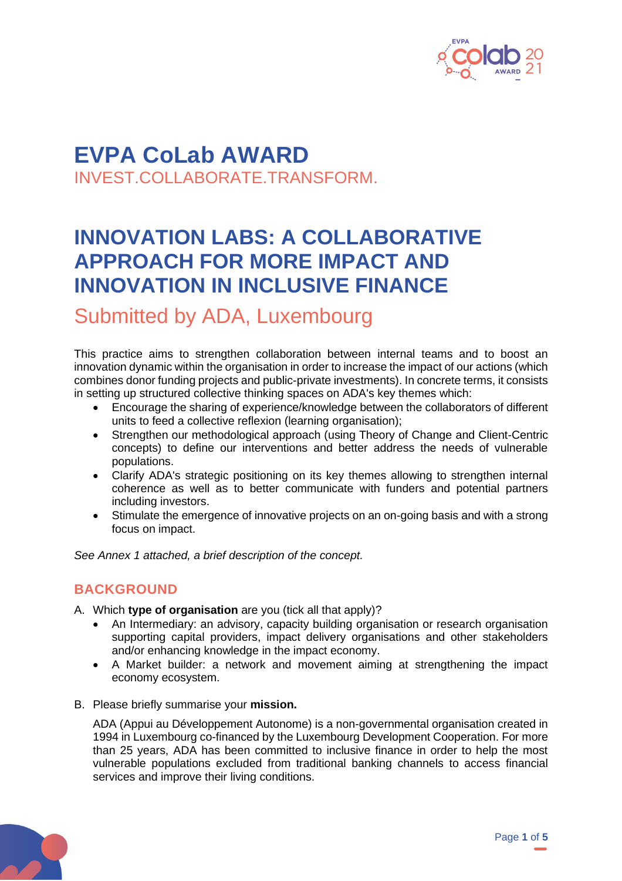# EVPA CoLab AWARD

INVEST.COLLABORATE.TRANSFORM.

# INNOVATION LABS: A COLLABORATIVE APPROACH FOR MORE IMPACT AND INNOVATION IN INCLUSIVE FINANCE

## Submitted by ADA, Luxembourg

This practice aims to strengthen collaboration between internal teams and to boost an innovation dynamic within the organisation in order to increase the impact of our actions (which combines donor funding projects and public-private investments). In concrete terms, it consists in setting up structured collective thinking spaces on ADA's key themes which:

- Encourage the sharing of experience/knowledge between the collaborators of different units to feed a collective reflexion (learning organisation);
- Strengthen our methodological approach (using Theory of Change and Client-Centric concepts) to define our interventions and better address the needs of vulnerable populations.
- Clarify ADA's strategic positioning on its key themes allowing to strengthen internal coherence as well as to better communicate with funders and potential partners including investors.
- Stimulate the emergence of innovative projects on an on-going basis and with a strong focus on impact.

*See Annex 1 attached, a brief description of the concept.*

## BACKGROUND

A. Which **type of organisation** are you (tick all that apply)?

- An Intermediary: an advisory, capacity building organisation or research organisation supporting capital providers, impact delivery organisations and other stakeholders and/or enhancing knowledge in the impact economy.
- A Market builder: a network and movement aiming at strengthening the impact economy ecosystem.

B. Please briefly summarise your **mission.**

ADA (Appui au Développement Autonome) is a non-governmental organisation created in 1994 in Luxembourg co-financed by the Luxembourg Development Cooperation. For more than 25 years, ADA has been committed to inclusive finance in order to help the most vulnerable populations excluded from traditional banking channels to access financial services and improve their living conditions.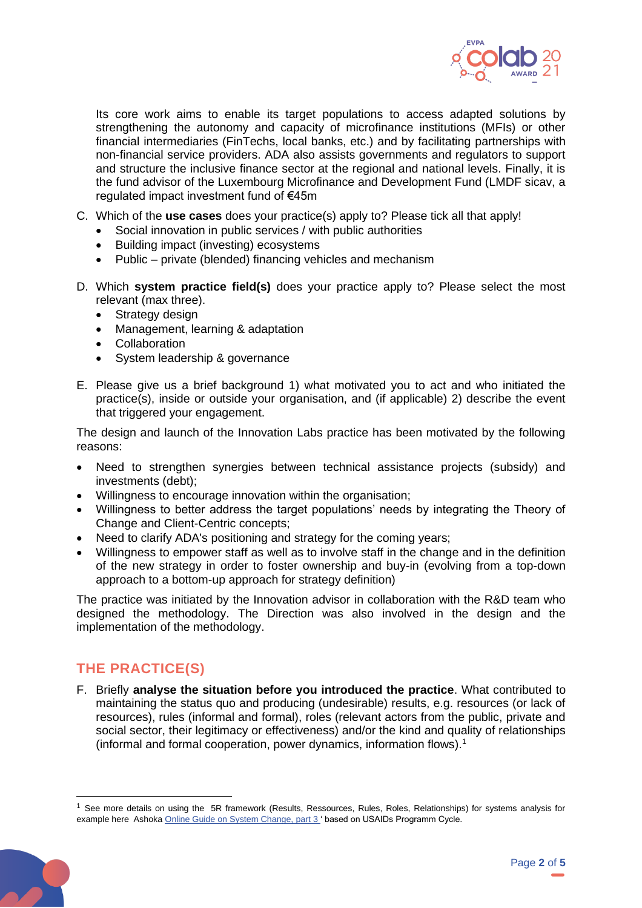Its core work aims to enable its target populations to access adapted solutions by strengthening the autonomy and capacity of microfinance institutions (MFIs) or other financial intermediaries (FinTechs, local banks, etc.) and by facilitating partnerships with non-financial service providers. ADA also assists governments and regulators to support and structure the inclusive finance sector at the regional and national levels. Finally, it is the fund advisor of the Luxembourg Microfinance and Development Fund (LMDF sicav, a regulated impact investment fund of €45m

C. Which of the **use cases** does your practice(s) apply to? Please tick all that apply!
   - Social innovation in public services / with public authorities
   - Building impact (investing) ecosystems
   - Public – private (blended) financing vehicles and mechanism

D. Which **system practice field(s)** does your practice apply to? Please select the most relevant (max three).
   - Strategy design
   - Management, learning & adaptation
   - Collaboration
   - System leadership & governance

E. Please give us a brief background 1) what motivated you to act and who initiated the practice(s), inside or outside your organisation, and (if applicable) 2) describe the event that triggered your engagement.

The design and launch of the Innovation Labs practice has been motivated by the following reasons:

- Need to strengthen synergies between technical assistance projects (subsidy) and investments (debt);
- Willingness to encourage innovation within the organisation;
- Willingness to better address the target populations' needs by integrating the Theory of Change and Client-Centric concepts;
- Need to clarify ADA's positioning and strategy for the coming years;
- Willingness to empower staff as well as to involve staff in the change and in the definition of the new strategy in order to foster ownership and buy-in (evolving from a top-down approach to a bottom-up approach for strategy definition)

The practice was initiated by the Innovation advisor in collaboration with the R&D team who designed the methodology. The Direction was also involved in the design and the implementation of the methodology.

## THE PRACTICE(S)

F. Briefly **analyse the situation before you introduced the practice**. What contributed to maintaining the status quo and producing (undesirable) results, e.g. resources (or lack of resources), rules (informal and formal), roles (relevant actors from the public, private and social sector, their legitimacy or effectiveness) and/or the kind and quality of relationships (informal and formal cooperation, power dynamics, information flows).[1]

---

[1] See more details on using the 5R framework (Results, Ressources, Rules, Roles, Relationships) for systems analysis for example here Ashoka Online Guide on System Change, part 3 ' based on USAIDs Programm Cycle.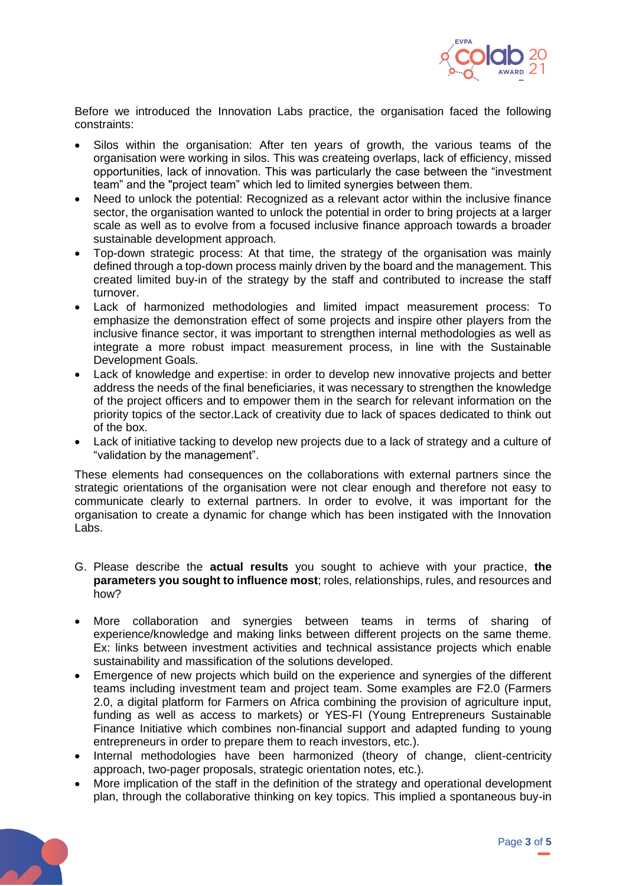Before we introduced the Innovation Labs practice, the organisation faced the following constraints:

- Silos within the organisation: After ten years of growth, the various teams of the organisation were working in silos. This was createing overlaps, lack of efficiency, missed opportunities, lack of innovation. This was particularly the case between the "investment team" and the "project team" which led to limited synergies between them.
- Need to unlock the potential: Recognized as a relevant actor within the inclusive finance sector, the organisation wanted to unlock the potential in order to bring projects at a larger scale as well as to evolve from a focused inclusive finance approach towards a broader sustainable development approach.
- Top-down strategic process: At that time, the strategy of the organisation was mainly defined through a top-down process mainly driven by the board and the management. This created limited buy-in of the strategy by the staff and contributed to increase the staff turnover.
- Lack of harmonized methodologies and limited impact measurement process: To emphasize the demonstration effect of some projects and inspire other players from the inclusive finance sector, it was important to strengthen internal methodologies as well as integrate a more robust impact measurement process, in line with the Sustainable Development Goals.
- Lack of knowledge and expertise: in order to develop new innovative projects and better address the needs of the final beneficiaries, it was necessary to strengthen the knowledge of the project officers and to empower them in the search for relevant information on the priority topics of the sector.Lack of creativity due to lack of spaces dedicated to think out of the box.
- Lack of initiative tacking to develop new projects due to a lack of strategy and a culture of "validation by the management".

These elements had consequences on the collaborations with external partners since the strategic orientations of the organisation were not clear enough and therefore not easy to communicate clearly to external partners. In order to evolve, it was important for the organisation to create a dynamic for change which has been instigated with the Innovation Labs.

G. Please describe the **actual results** you sought to achieve with your practice, **the parameters you sought to influence most**; roles, relationships, rules, and resources and how?

- More collaboration and synergies between teams in terms of sharing of experience/knowledge and making links between different projects on the same theme. Ex: links between investment activities and technical assistance projects which enable sustainability and massification of the solutions developed.
- Emergence of new projects which build on the experience and synergies of the different teams including investment team and project team. Some examples are F2.0 (Farmers 2.0, a digital platform for Farmers on Africa combining the provision of agriculture input, funding as well as access to markets) or YES-FI (Young Entrepreneurs Sustainable Finance Initiative which combines non-financial support and adapted funding to young entrepreneurs in order to prepare them to reach investors, etc.).
- Internal methodologies have been harmonized (theory of change, client-centricity approach, two-pager proposals, strategic orientation notes, etc.).
- More implication of the staff in the definition of the strategy and operational development plan, through the collaborative thinking on key topics. This implied a spontaneous buy-in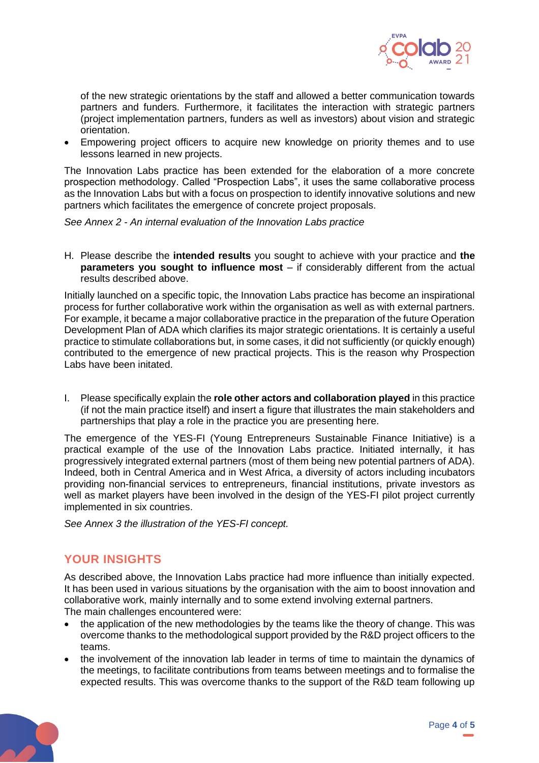of the new strategic orientations by the staff and allowed a better communication towards partners and funders. Furthermore, it facilitates the interaction with strategic partners (project implementation partners, funders as well as investors) about vision and strategic orientation.

- Empowering project officers to acquire new knowledge on priority themes and to use lessons learned in new projects.

The Innovation Labs practice has been extended for the elaboration of a more concrete prospection methodology. Called "Prospection Labs", it uses the same collaborative process as the Innovation Labs but with a focus on prospection to identify innovative solutions and new partners which facilitates the emergence of concrete project proposals.

*See Annex 2 - An internal evaluation of the Innovation Labs practice*

H. Please describe the **intended results** you sought to achieve with your practice and **the parameters you sought to influence most** – if considerably different from the actual results described above.

Initially launched on a specific topic, the Innovation Labs practice has become an inspirational process for further collaborative work within the organisation as well as with external partners. For example, it became a major collaborative practice in the preparation of the future Operation Development Plan of ADA which clarifies its major strategic orientations. It is certainly a useful practice to stimulate collaborations but, in some cases, it did not sufficiently (or quickly enough) contributed to the emergence of new practical projects. This is the reason why Prospection Labs have been initated.

I. Please specifically explain the **role other actors and collaboration played** in this practice (if not the main practice itself) and insert a figure that illustrates the main stakeholders and partnerships that play a role in the practice you are presenting here.

The emergence of the YES-FI (Young Entrepreneurs Sustainable Finance Initiative) is a practical example of the use of the Innovation Labs practice. Initiated internally, it has progressively integrated external partners (most of them being new potential partners of ADA). Indeed, both in Central America and in West Africa, a diversity of actors including incubators providing non-financial services to entrepreneurs, financial institutions, private investors as well as market players have been involved in the design of the YES-FI pilot project currently implemented in six countries.

*See Annex 3 the illustration of the YES-FI concept.*

## YOUR INSIGHTS

As described above, the Innovation Labs practice had more influence than initially expected. It has been used in various situations by the organisation with the aim to boost innovation and collaborative work, mainly internally and to some extend involving external partners.
The main challenges encountered were:

- the application of the new methodologies by the teams like the theory of change. This was overcome thanks to the methodological support provided by the R&D project officers to the teams.
- the involvement of the innovation lab leader in terms of time to maintain the dynamics of the meetings, to facilitate contributions from teams between meetings and to formalise the expected results. This was overcome thanks to the support of the R&D team following up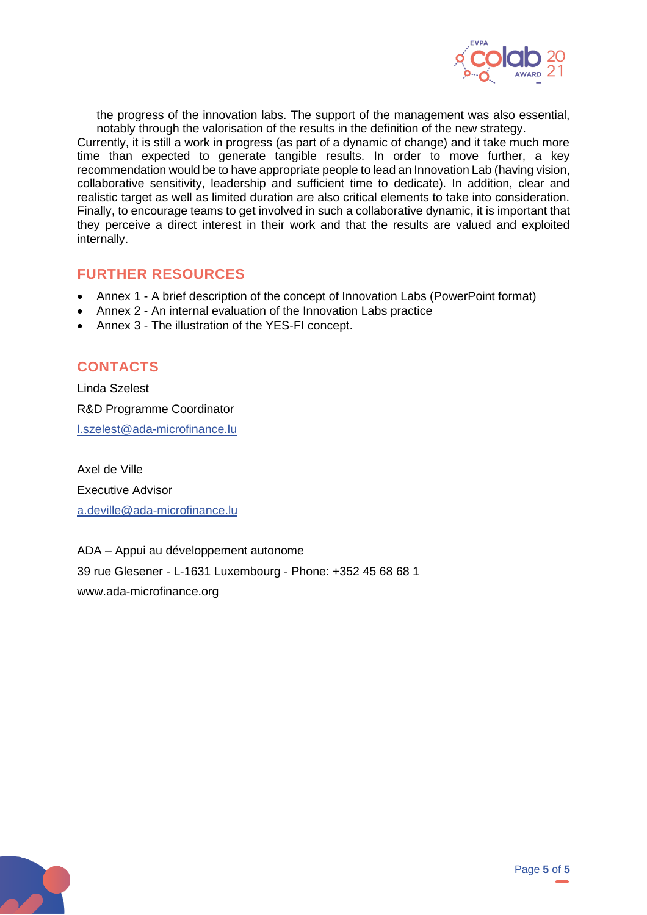the progress of the innovation labs. The support of the management was also essential, notably through the valorisation of the results in the definition of the new strategy.

Currently, it is still a work in progress (as part of a dynamic of change) and it take much more time than expected to generate tangible results. In order to move further, a key recommendation would be to have appropriate people to lead an Innovation Lab (having vision, collaborative sensitivity, leadership and sufficient time to dedicate). In addition, clear and realistic target as well as limited duration are also critical elements to take into consideration. Finally, to encourage teams to get involved in such a collaborative dynamic, it is important that they perceive a direct interest in their work and that the results are valued and exploited internally.

## FURTHER RESOURCES

- Annex 1 - A brief description of the concept of Innovation Labs (PowerPoint format)
- Annex 2 - An internal evaluation of the Innovation Labs practice
- Annex 3 - The illustration of the YES-FI concept.

## CONTACTS

Linda Szelest

R&D Programme Coordinator

l.szelest@ada-microfinance.lu

Axel de Ville

Executive Advisor

a.deville@ada-microfinance.lu

ADA – Appui au développement autonome

39 rue Glesener - L-1631 Luxembourg - Phone: +352 45 68 68 1

www.ada-microfinance.org